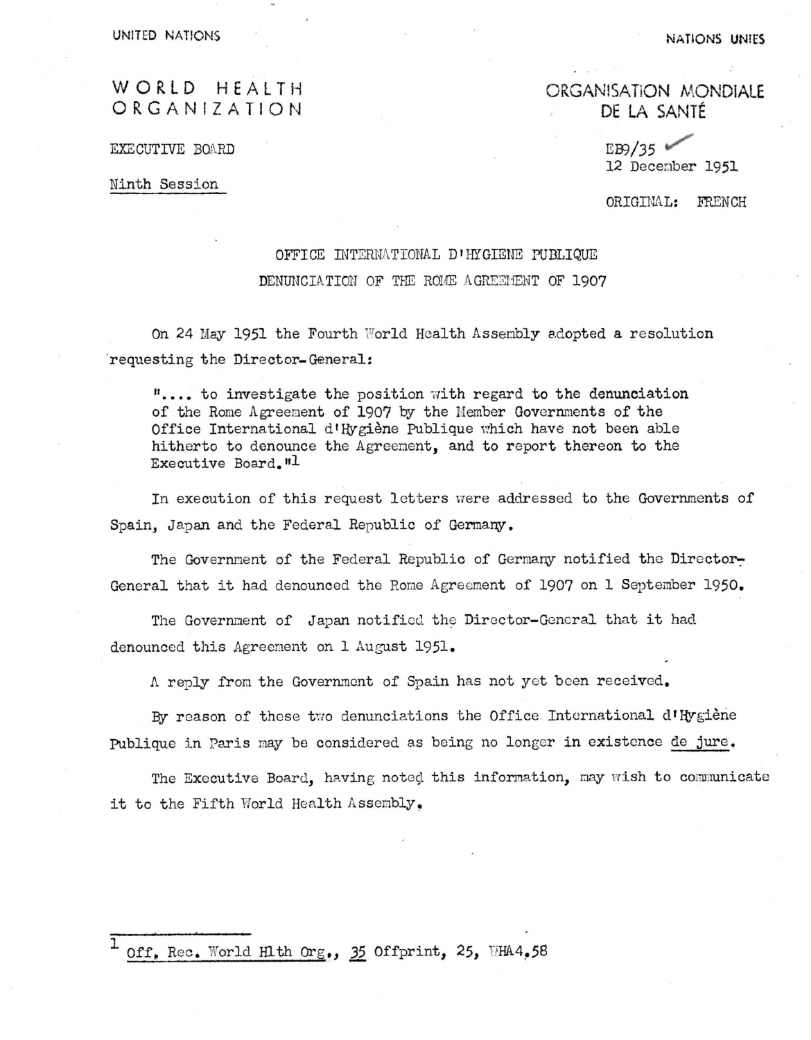UNITED NATIONS

NATIONS UNIES

WORLD HEALTH ORGANIZATION

ORGANISATION MONDIALE DE LA SANTÉ

EXECUTIVE BOARD

Ninth Session

EB9/35

12 December 1951

ORIGINAL: FRENCH

## OFFICE INTERNATIONAL D'HYGIENE PUBLIQUE

## DENUNCIATION OF THE ROME AGREEMENT OF 1907

On 24 May 1951 the Fourth World Health Assembly adopted a resolution requesting the Director-General:

> "... to investigate the position with regard to the denunciation of the Rome Agreement of 1907 by the Member Governments of the Office International d'Hygiène Publique which have not been able hitherto to denounce the Agreement, and to report thereon to the Executive Board."[1]

In execution of this request letters were addressed to the Governments of Spain, Japan and the Federal Republic of Germany.

The Government of the Federal Republic of Germany notified the Director-General that it had denounced the Rome Agreement of 1907 on 1 September 1950.

The Government of Japan notified the Director-General that it had denounced this Agreement on 1 August 1951.

A reply from the Government of Spain has not yet been received.

By reason of these two denunciations the Office International d'Hygiène Publique in Paris may be considered as being no longer in existence *de jure*.

The Executive Board, having noted this information, may wish to communicate it to the Fifth World Health Assembly.

---

[1] *Off. Rec. World Hlth Org.*, *35* Offprint, 25, WHA4.58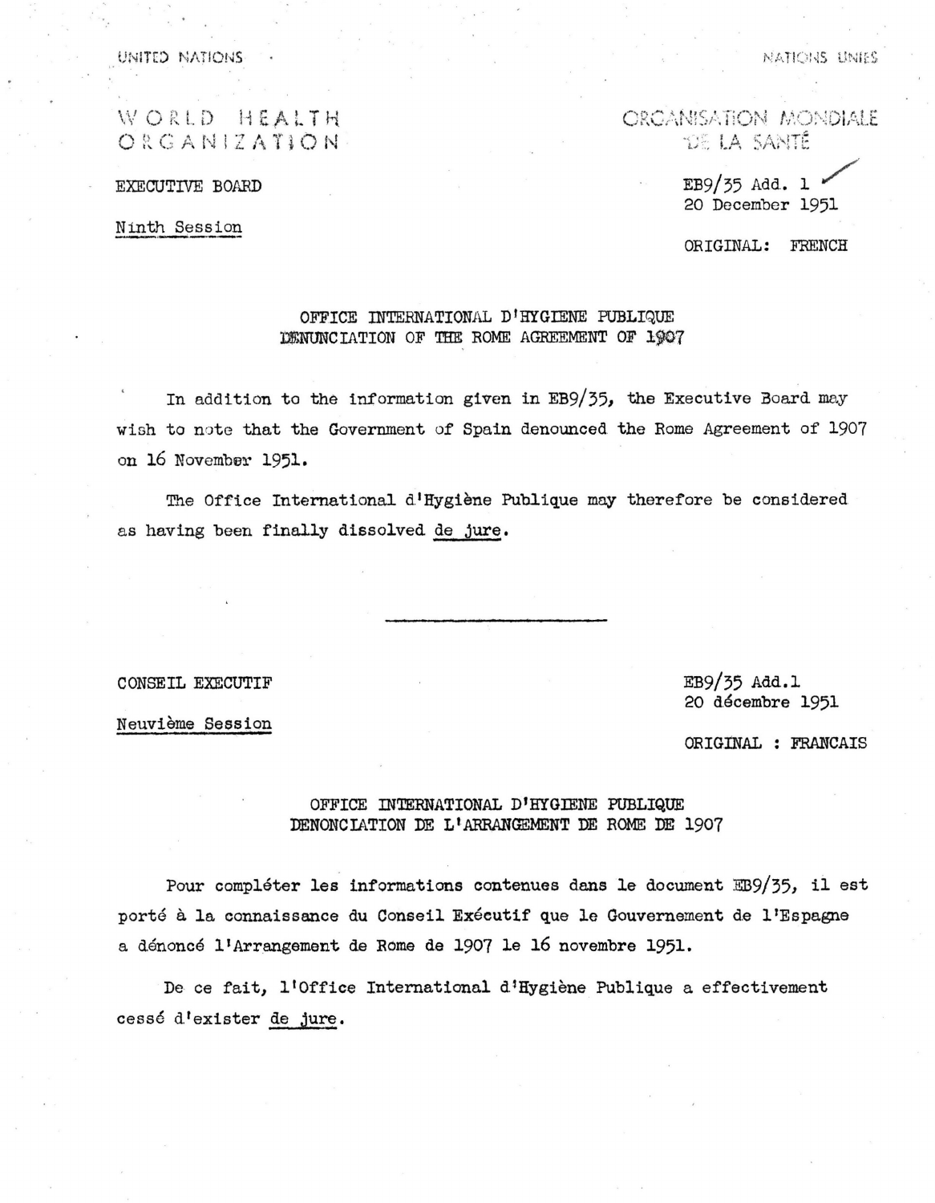UNITED NATIONS | NATIONS UNIES

WORLD HEALTH ORGANIZATION | ORGANISATION MONDIALE DE LA SANTÉ

EXECUTIVE BOARD

Ninth Session

EB9/35 Add. 1
20 December 1951

ORIGINAL: FRENCH

## OFFICE INTERNATIONAL D'HYGIENE PUBLIQUE
## DENUNCIATION OF THE ROME AGREEMENT OF 1907

In addition to the information given in EB9/35, the Executive Board may wish to note that the Government of Spain denounced the Rome Agreement of 1907 on 16 November 1951.

The Office International d'Hygiène Publique may therefore be considered as having been finally dissolved *de jure*.

---

CONSEIL EXECUTIF

Neuvième Session

EB9/35 Add.1
20 décembre 1951

ORIGINAL : FRANCAIS

## OFFICE INTERNATIONAL D'HYGIENE PUBLIQUE
## DENONCIATION DE L'ARRANGEMENT DE ROME DE 1907

Pour compléter les informations contenues dans le document EB9/35, il est porté à la connaissance du Conseil Exécutif que le Gouvernement de l'Espagne a dénoncé l'Arrangement de Rome de 1907 le 16 novembre 1951.

De ce fait, l'Office International d'Hygiène Publique a effectivement cessé d'exister *de jure*.